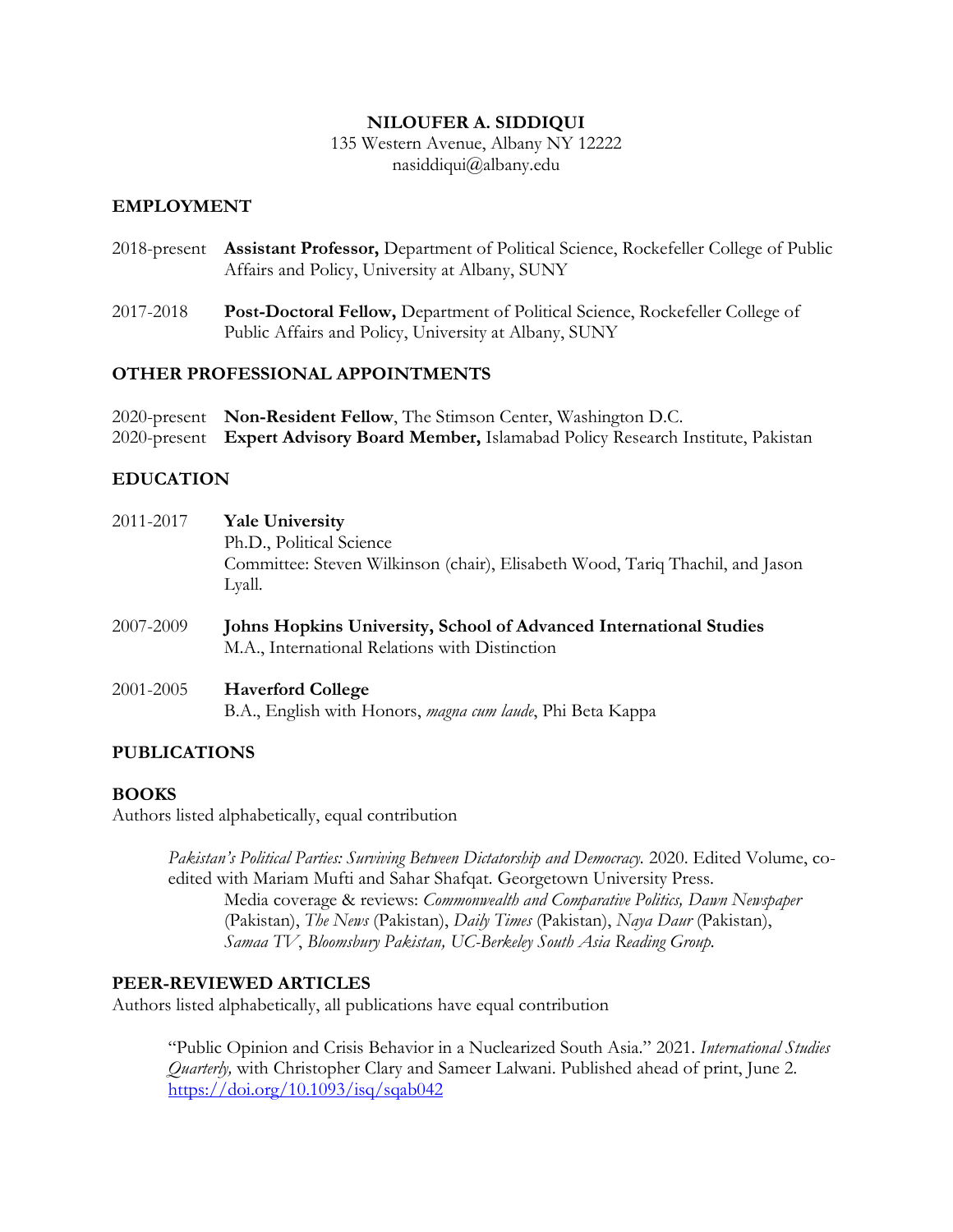# NILOUFER A. SIDDIQUI

135 Western Avenue, Albany NY 12222
nasiddiqui@albany.edu

## EMPLOYMENT

2018-present **Assistant Professor,** Department of Political Science, Rockefeller College of Public Affairs and Policy, University at Albany, SUNY

2017-2018 **Post-Doctoral Fellow,** Department of Political Science, Rockefeller College of Public Affairs and Policy, University at Albany, SUNY

## OTHER PROFESSIONAL APPOINTMENTS

2020-present **Non-Resident Fellow**, The Stimson Center, Washington D.C.
2020-present **Expert Advisory Board Member,** Islamabad Policy Research Institute, Pakistan

## EDUCATION

2011-2017 **Yale University**
Ph.D., Political Science
Committee: Steven Wilkinson (chair), Elisabeth Wood, Tariq Thachil, and Jason Lyall.

2007-2009 **Johns Hopkins University, School of Advanced International Studies**
M.A., International Relations with Distinction

2001-2005 **Haverford College**
B.A., English with Honors, *magna cum laude*, Phi Beta Kappa

## PUBLICATIONS

### BOOKS

Authors listed alphabetically, equal contribution

*Pakistan's Political Parties: Surviving Between Dictatorship and Democracy.* 2020. Edited Volume, co-edited with Mariam Mufti and Sahar Shafqat. Georgetown University Press.
Media coverage & reviews: *Commonwealth and Comparative Politics, Dawn Newspaper* (Pakistan), *The News* (Pakistan), *Daily Times* (Pakistan), *Naya Daur* (Pakistan), *Samaa TV*, *Bloomsbury Pakistan, UC-Berkeley South Asia Reading Group.*

### PEER-REVIEWED ARTICLES

Authors listed alphabetically, all publications have equal contribution

"Public Opinion and Crisis Behavior in a Nuclearized South Asia." 2021. *International Studies Quarterly,* with Christopher Clary and Sameer Lalwani. Published ahead of print, June 2. https://doi.org/10.1093/isq/sqab042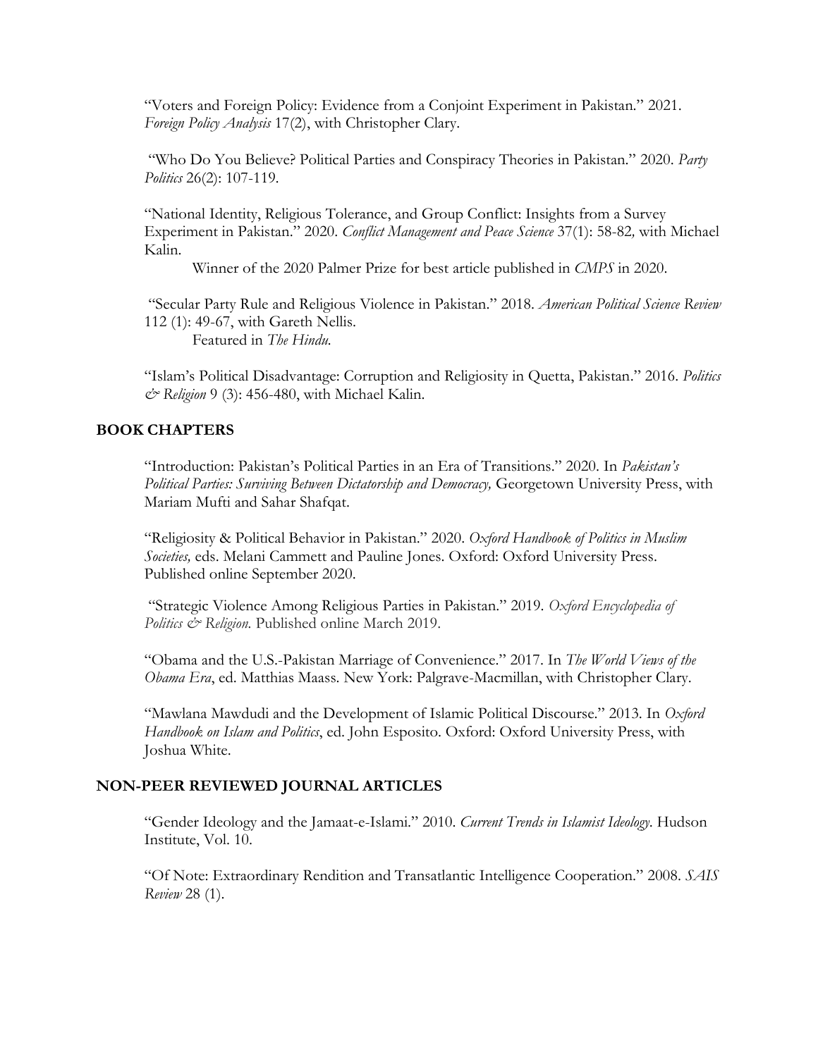"Voters and Foreign Policy: Evidence from a Conjoint Experiment in Pakistan." 2021. *Foreign Policy Analysis* 17(2), with Christopher Clary.

"Who Do You Believe? Political Parties and Conspiracy Theories in Pakistan." 2020. *Party Politics* 26(2): 107-119.

"National Identity, Religious Tolerance, and Group Conflict: Insights from a Survey Experiment in Pakistan." 2020. *Conflict Management and Peace Science* 37(1): 58-82, with Michael Kalin.

Winner of the 2020 Palmer Prize for best article published in *CMPS* in 2020.

"Secular Party Rule and Religious Violence in Pakistan." 2018. *American Political Science Review* 112 (1): 49-67, with Gareth Nellis.

Featured in *The Hindu.*

"Islam's Political Disadvantage: Corruption and Religiosity in Quetta, Pakistan." 2016. *Politics & Religion* 9 (3): 456-480, with Michael Kalin.

## BOOK CHAPTERS

"Introduction: Pakistan's Political Parties in an Era of Transitions." 2020. In *Pakistan's Political Parties: Surviving Between Dictatorship and Democracy,* Georgetown University Press, with Mariam Mufti and Sahar Shafqat.

"Religiosity & Political Behavior in Pakistan." 2020. *Oxford Handbook of Politics in Muslim Societies,* eds. Melani Cammett and Pauline Jones. Oxford: Oxford University Press. Published online September 2020.

"Strategic Violence Among Religious Parties in Pakistan." 2019. *Oxford Encyclopedia of Politics & Religion.* Published online March 2019.

"Obama and the U.S.-Pakistan Marriage of Convenience." 2017. In *The World Views of the Obama Era*, ed. Matthias Maass. New York: Palgrave-Macmillan, with Christopher Clary.

"Mawlana Mawdudi and the Development of Islamic Political Discourse." 2013. In *Oxford Handbook on Islam and Politics*, ed. John Esposito. Oxford: Oxford University Press, with Joshua White.

## NON-PEER REVIEWED JOURNAL ARTICLES

"Gender Ideology and the Jamaat-e-Islami." 2010. *Current Trends in Islamist Ideology.* Hudson Institute, Vol. 10.

"Of Note: Extraordinary Rendition and Transatlantic Intelligence Cooperation." 2008. *SAIS Review* 28 (1).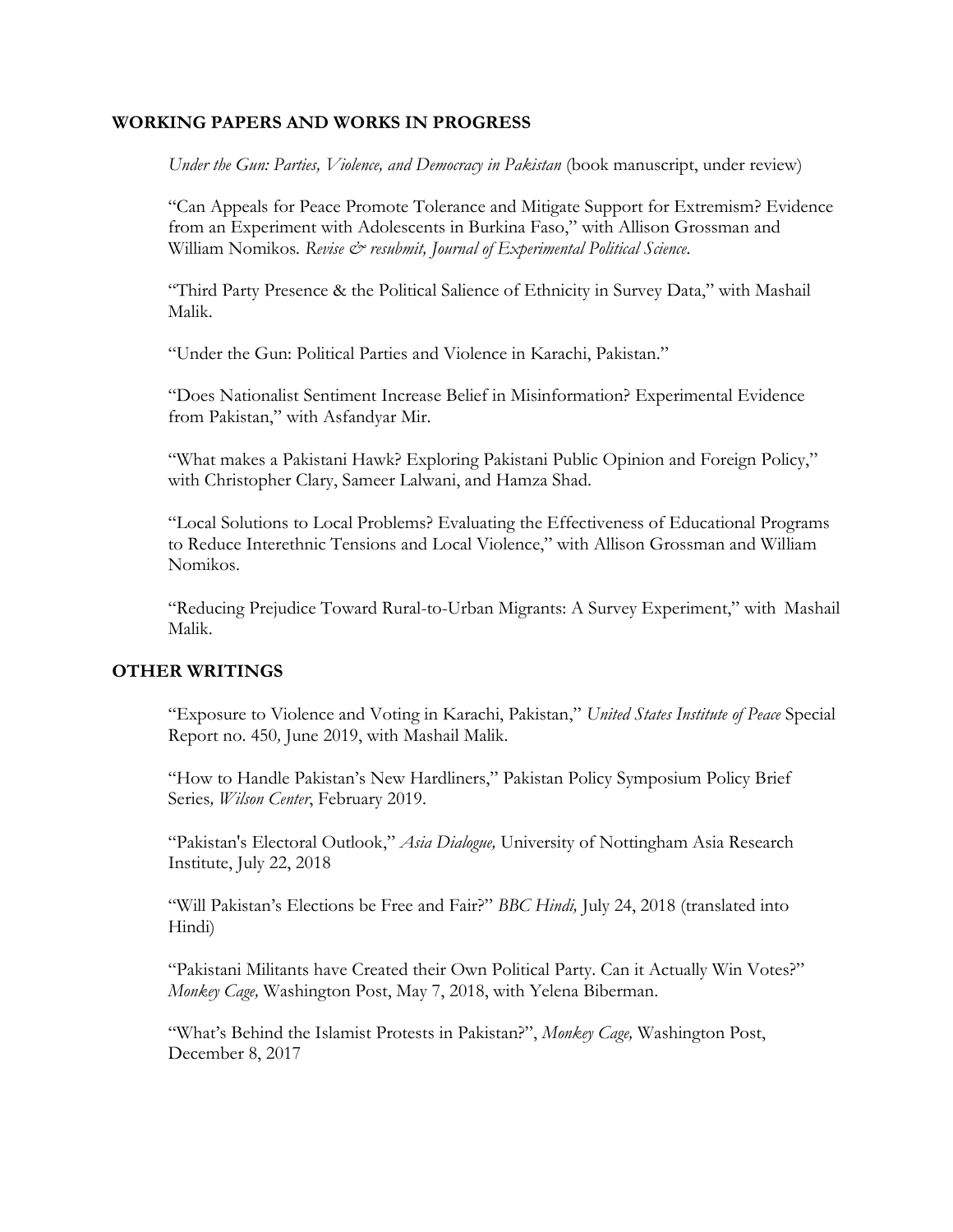## WORKING PAPERS AND WORKS IN PROGRESS

*Under the Gun: Parties, Violence, and Democracy in Pakistan* (book manuscript, under review)

"Can Appeals for Peace Promote Tolerance and Mitigate Support for Extremism? Evidence from an Experiment with Adolescents in Burkina Faso," with Allison Grossman and William Nomikos. *Revise & resubmit, Journal of Experimental Political Science.*

"Third Party Presence & the Political Salience of Ethnicity in Survey Data," with Mashail Malik.

"Under the Gun: Political Parties and Violence in Karachi, Pakistan."

"Does Nationalist Sentiment Increase Belief in Misinformation? Experimental Evidence from Pakistan," with Asfandyar Mir.

"What makes a Pakistani Hawk? Exploring Pakistani Public Opinion and Foreign Policy," with Christopher Clary, Sameer Lalwani, and Hamza Shad.

"Local Solutions to Local Problems? Evaluating the Effectiveness of Educational Programs to Reduce Interethnic Tensions and Local Violence," with Allison Grossman and William Nomikos.

"Reducing Prejudice Toward Rural-to-Urban Migrants: A Survey Experiment," with Mashail Malik.

## OTHER WRITINGS

"Exposure to Violence and Voting in Karachi, Pakistan," *United States Institute of Peace* Special Report no. 450, June 2019, with Mashail Malik.

"How to Handle Pakistan's New Hardliners," Pakistan Policy Symposium Policy Brief Series, *Wilson Center*, February 2019.

"Pakistan's Electoral Outlook," *Asia Dialogue,* University of Nottingham Asia Research Institute, July 22, 2018

"Will Pakistan's Elections be Free and Fair?" *BBC Hindi,* July 24, 2018 (translated into Hindi)

"Pakistani Militants have Created their Own Political Party. Can it Actually Win Votes?" *Monkey Cage,* Washington Post, May 7, 2018, with Yelena Biberman.

"What's Behind the Islamist Protests in Pakistan?", *Monkey Cage,* Washington Post, December 8, 2017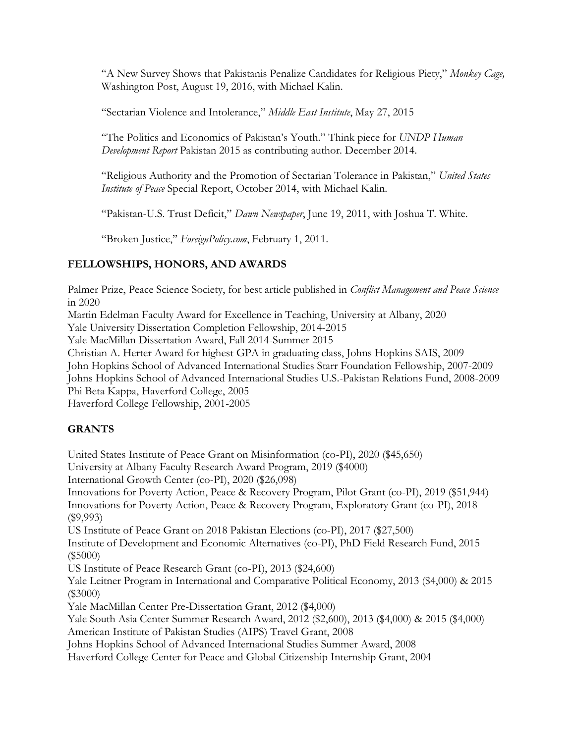"A New Survey Shows that Pakistanis Penalize Candidates for Religious Piety," *Monkey Cage,* Washington Post, August 19, 2016, with Michael Kalin.

"Sectarian Violence and Intolerance," *Middle East Institute*, May 27, 2015

"The Politics and Economics of Pakistan's Youth." Think piece for *UNDP Human Development Report* Pakistan 2015 as contributing author. December 2014.

"Religious Authority and the Promotion of Sectarian Tolerance in Pakistan," *United States Institute of Peace* Special Report, October 2014, with Michael Kalin.

"Pakistan-U.S. Trust Deficit," *Dawn Newspaper*, June 19, 2011, with Joshua T. White.

"Broken Justice," *ForeignPolicy.com*, February 1, 2011.

## FELLOWSHIPS, HONORS, AND AWARDS

Palmer Prize, Peace Science Society, for best article published in *Conflict Management and Peace Science* in 2020
Martin Edelman Faculty Award for Excellence in Teaching, University at Albany, 2020
Yale University Dissertation Completion Fellowship, 2014-2015
Yale MacMillan Dissertation Award, Fall 2014-Summer 2015
Christian A. Herter Award for highest GPA in graduating class, Johns Hopkins SAIS, 2009
John Hopkins School of Advanced International Studies Starr Foundation Fellowship, 2007-2009
Johns Hopkins School of Advanced International Studies U.S.-Pakistan Relations Fund, 2008-2009
Phi Beta Kappa, Haverford College, 2005
Haverford College Fellowship, 2001-2005

## GRANTS

United States Institute of Peace Grant on Misinformation (co-PI), 2020 ($45,650)
University at Albany Faculty Research Award Program, 2019 ($4000)
International Growth Center (co-PI), 2020 ($26,098)
Innovations for Poverty Action, Peace & Recovery Program, Pilot Grant (co-PI), 2019 ($51,944)
Innovations for Poverty Action, Peace & Recovery Program, Exploratory Grant (co-PI), 2018 ($9,993)
US Institute of Peace Grant on 2018 Pakistan Elections (co-PI), 2017 ($27,500)
Institute of Development and Economic Alternatives (co-PI), PhD Field Research Fund, 2015 ($5000)
US Institute of Peace Research Grant (co-PI), 2013 ($24,600)
Yale Leitner Program in International and Comparative Political Economy, 2013 ($4,000) & 2015 ($3000)
Yale MacMillan Center Pre-Dissertation Grant, 2012 ($4,000)
Yale South Asia Center Summer Research Award, 2012 ($2,600), 2013 ($4,000) & 2015 ($4,000)
American Institute of Pakistan Studies (AIPS) Travel Grant, 2008
Johns Hopkins School of Advanced International Studies Summer Award, 2008
Haverford College Center for Peace and Global Citizenship Internship Grant, 2004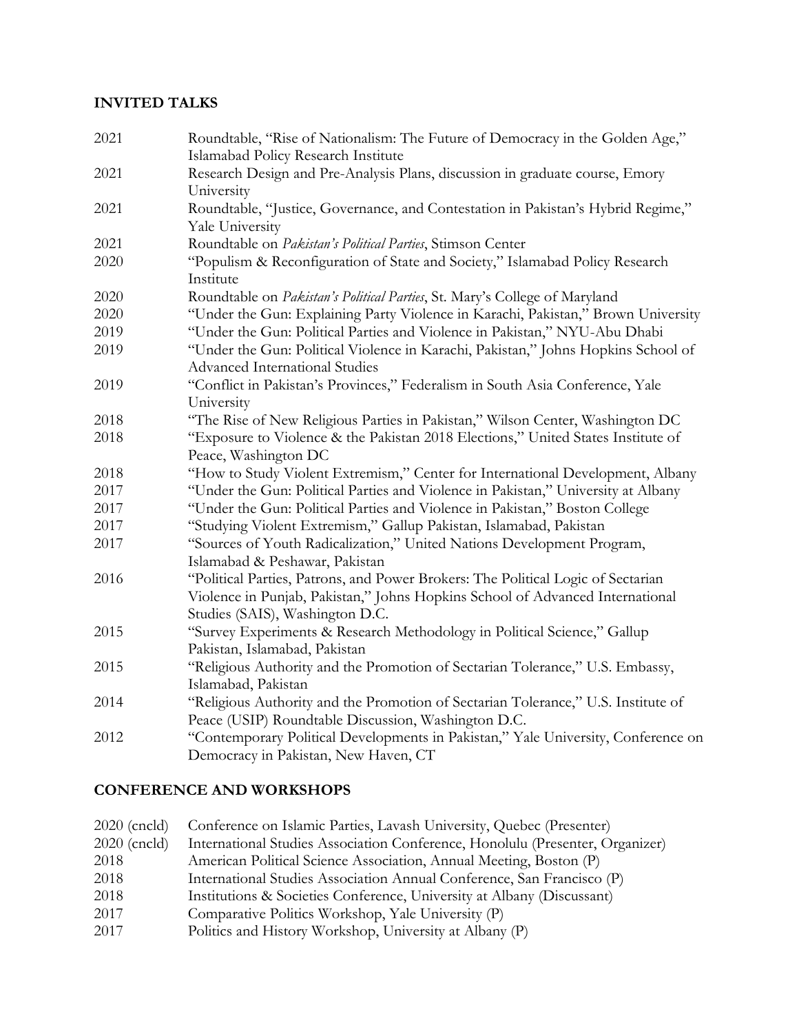## INVITED TALKS

2021 Roundtable, "Rise of Nationalism: The Future of Democracy in the Golden Age," Islamabad Policy Research Institute

2021 Research Design and Pre-Analysis Plans, discussion in graduate course, Emory University

2021 Roundtable, "Justice, Governance, and Contestation in Pakistan's Hybrid Regime," Yale University

2021 Roundtable on *Pakistan's Political Parties*, Stimson Center

2020 "Populism & Reconfiguration of State and Society," Islamabad Policy Research Institute

2020 Roundtable on *Pakistan's Political Parties*, St. Mary's College of Maryland

2020 "Under the Gun: Explaining Party Violence in Karachi, Pakistan," Brown University

2019 "Under the Gun: Political Parties and Violence in Pakistan," NYU-Abu Dhabi

2019 "Under the Gun: Political Violence in Karachi, Pakistan," Johns Hopkins School of Advanced International Studies

2019 "Conflict in Pakistan's Provinces," Federalism in South Asia Conference, Yale University

2018 "The Rise of New Religious Parties in Pakistan," Wilson Center, Washington DC

2018 "Exposure to Violence & the Pakistan 2018 Elections," United States Institute of Peace, Washington DC

2018 "How to Study Violent Extremism," Center for International Development, Albany

2017 "Under the Gun: Political Parties and Violence in Pakistan," University at Albany

2017 "Under the Gun: Political Parties and Violence in Pakistan," Boston College

2017 "Studying Violent Extremism," Gallup Pakistan, Islamabad, Pakistan

2017 "Sources of Youth Radicalization," United Nations Development Program, Islamabad & Peshawar, Pakistan

2016 "Political Parties, Patrons, and Power Brokers: The Political Logic of Sectarian Violence in Punjab, Pakistan," Johns Hopkins School of Advanced International Studies (SAIS), Washington D.C.

2015 "Survey Experiments & Research Methodology in Political Science," Gallup Pakistan, Islamabad, Pakistan

2015 "Religious Authority and the Promotion of Sectarian Tolerance," U.S. Embassy, Islamabad, Pakistan

2014 "Religious Authority and the Promotion of Sectarian Tolerance," U.S. Institute of Peace (USIP) Roundtable Discussion, Washington D.C.

2012 "Contemporary Political Developments in Pakistan," Yale University, Conference on Democracy in Pakistan, New Haven, CT

## CONFERENCE AND WORKSHOPS

2020 (cncld) Conference on Islamic Parties, Lavash University, Quebec (Presenter)

2020 (cncld) International Studies Association Conference, Honolulu (Presenter, Organizer)

2018 American Political Science Association, Annual Meeting, Boston (P)

2018 International Studies Association Annual Conference, San Francisco (P)

2018 Institutions & Societies Conference, University at Albany (Discussant)

2017 Comparative Politics Workshop, Yale University (P)

2017 Politics and History Workshop, University at Albany (P)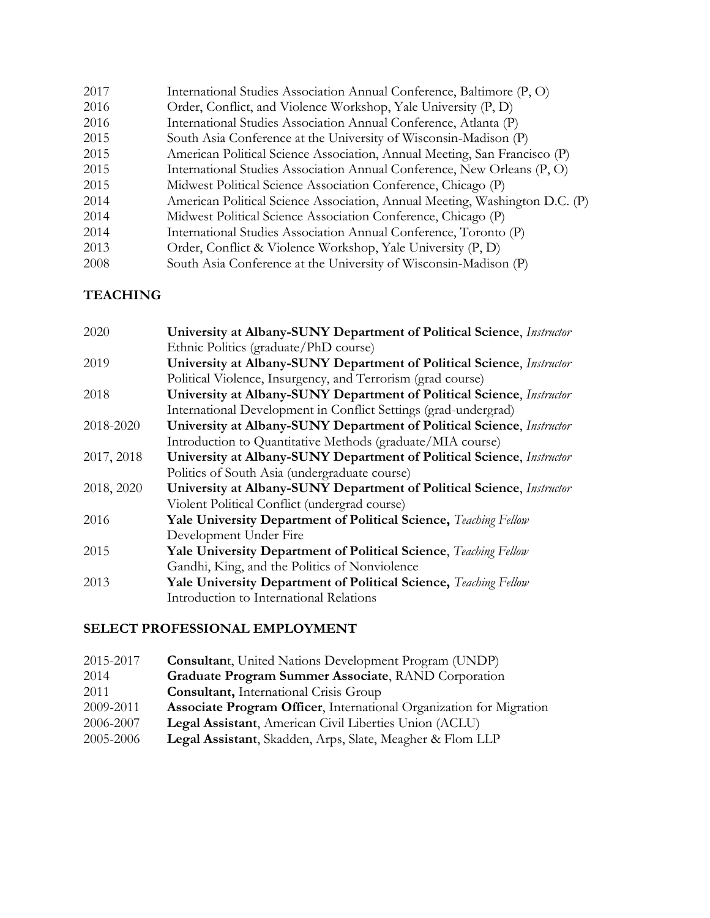2017 International Studies Association Annual Conference, Baltimore (P, O)
2016 Order, Conflict, and Violence Workshop, Yale University (P, D)
2016 International Studies Association Annual Conference, Atlanta (P)
2015 South Asia Conference at the University of Wisconsin-Madison (P)
2015 American Political Science Association, Annual Meeting, San Francisco (P)
2015 International Studies Association Annual Conference, New Orleans (P, O)
2015 Midwest Political Science Association Conference, Chicago (P)
2014 American Political Science Association, Annual Meeting, Washington D.C. (P)
2014 Midwest Political Science Association Conference, Chicago (P)
2014 International Studies Association Annual Conference, Toronto (P)
2013 Order, Conflict & Violence Workshop, Yale University (P, D)
2008 South Asia Conference at the University of Wisconsin-Madison (P)

## TEACHING

2020 **University at Albany-SUNY Department of Political Science**, *Instructor*
Ethnic Politics (graduate/PhD course)

2019 **University at Albany-SUNY Department of Political Science**, *Instructor*
Political Violence, Insurgency, and Terrorism (grad course)

2018 **University at Albany-SUNY Department of Political Science**, *Instructor*
International Development in Conflict Settings (grad-undergrad)

2018-2020 **University at Albany-SUNY Department of Political Science**, *Instructor*
Introduction to Quantitative Methods (graduate/MIA course)

2017, 2018 **University at Albany-SUNY Department of Political Science**, *Instructor*
Politics of South Asia (undergraduate course)

2018, 2020 **University at Albany-SUNY Department of Political Science**, *Instructor*
Violent Political Conflict (undergrad course)

2016 **Yale University Department of Political Science,** *Teaching Fellow*
Development Under Fire

2015 **Yale University Department of Political Science**, *Teaching Fellow*
Gandhi, King, and the Politics of Nonviolence

2013 **Yale University Department of Political Science,** *Teaching Fellow*
Introduction to International Relations

## SELECT PROFESSIONAL EMPLOYMENT

2015-2017 **Consultan**t, United Nations Development Program (UNDP)
2014 **Graduate Program Summer Associate**, RAND Corporation
2011 **Consultant,** International Crisis Group
2009-2011 **Associate Program Officer**, International Organization for Migration
2006-2007 **Legal Assistant**, American Civil Liberties Union (ACLU)
2005-2006 **Legal Assistant**, Skadden, Arps, Slate, Meagher & Flom LLP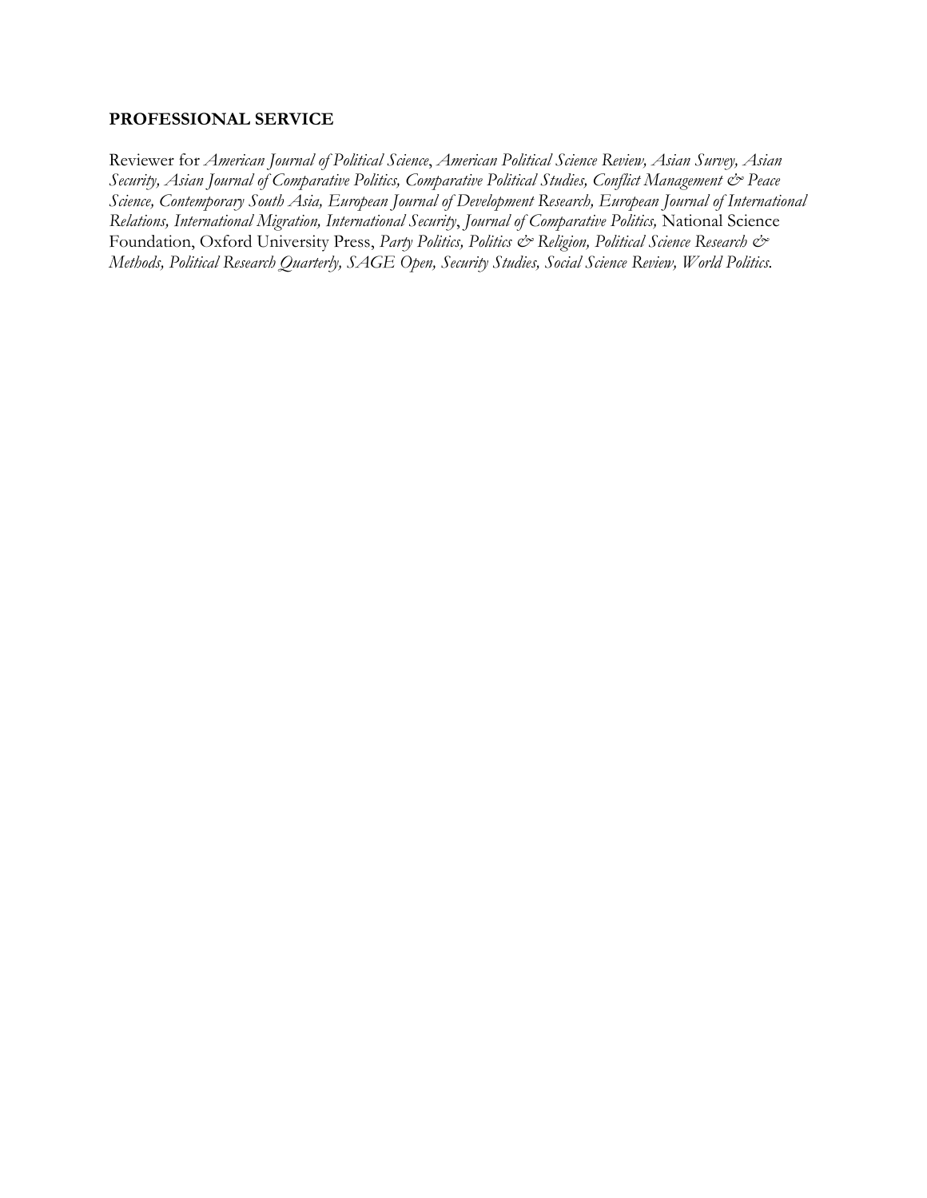**PROFESSIONAL SERVICE**

Reviewer for *American Journal of Political Science*, *American Political Science Review, Asian Survey, Asian Security, Asian Journal of Comparative Politics, Comparative Political Studies, Conflict Management & Peace Science, Contemporary South Asia, European Journal of Development Research, European Journal of International Relations, International Migration, International Security*, *Journal of Comparative Politics,* National Science Foundation, Oxford University Press, *Party Politics, Politics & Religion, Political Science Research & Methods, Political Research Quarterly, SAGE Open, Security Studies, Social Science Review, World Politics.*